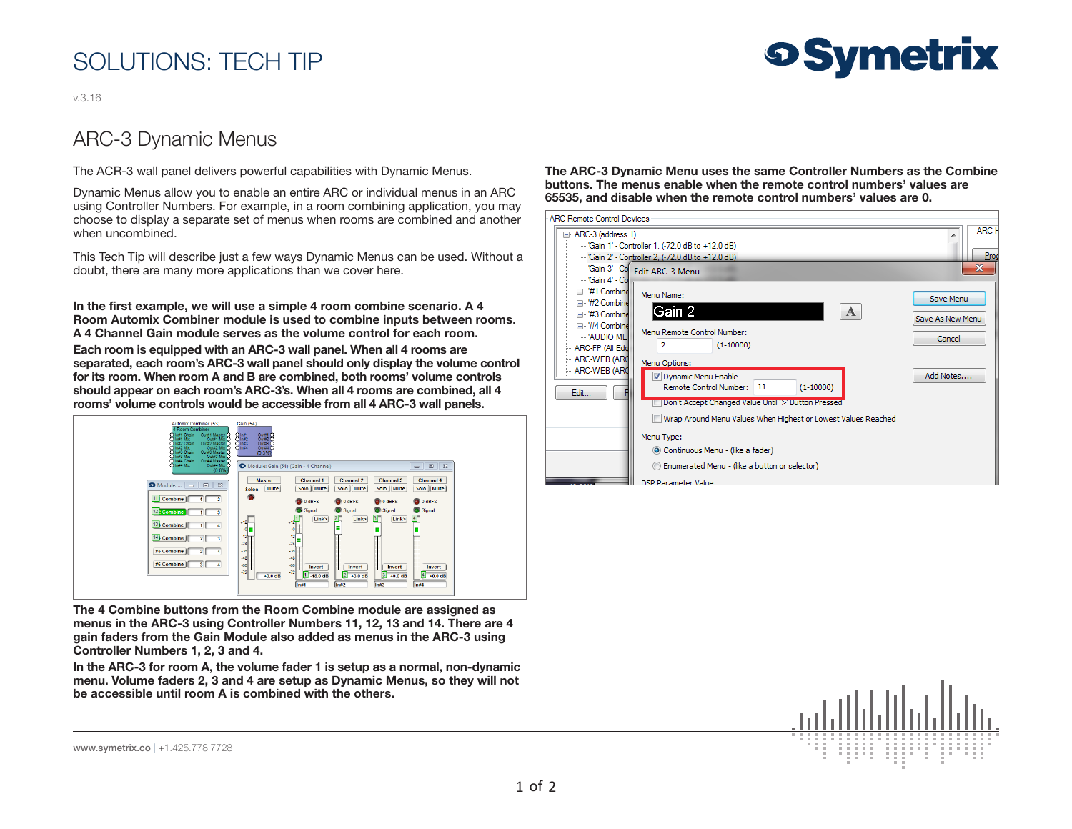# SOLUTIONS: TECH TIP

v.3.16

## ARC-3 Dynamic Menus

The ACR-3 wall panel delivers powerful capabilities with Dynamic Menus.

Dynamic Menus allow you to enable an entire ARC or individual menus in an ARC using Controller Numbers. For example, in a room combining application, you may choose to display a separate set of menus when rooms are combined and another when uncombined.

This Tech Tip will describe just a few ways Dynamic Menus can be used. Without a doubt, there are many more applications than we cover here.

**In the first example, we will use a simple 4 room combine scenario. A 4 Room Automix Combiner module is used to combine inputs between rooms. A 4 Channel Gain module serves as the volume control for each room.**

**Each room is equipped with an ARC-3 wall panel. When all 4 rooms are separated, each room's ARC-3 wall panel should only display the volume control for its room. When room A and B are combined, both rooms' volume controls should appear on each room's ARC-3's. When all 4 rooms are combined, all 4 rooms' volume controls would be accessible from all 4 ARC-3 wall panels.**

**The 4 Combine buttons from the Room Combine module are assigned as menus in the ARC-3 using Controller Numbers 11, 12, 13 and 14. There are 4 gain faders from the Gain Module also added as menus in the ARC-3 using Controller Numbers 1, 2, 3 and 4.**

**In the ARC-3 for room A, the volume fader 1 is setup as a normal, non-dynamic menu. Volume faders 2, 3 and 4 are setup as Dynamic Menus, so they will not be accessible until room A is combined with the others.**

**The ARC-3 Dynamic Menu uses the same Controller Numbers as the Combine buttons. The menus enable when the remote control numbers' values are 65535, and disable when the remote control numbers' values are 0.**

www.symetrix.co | +1.425.778.7728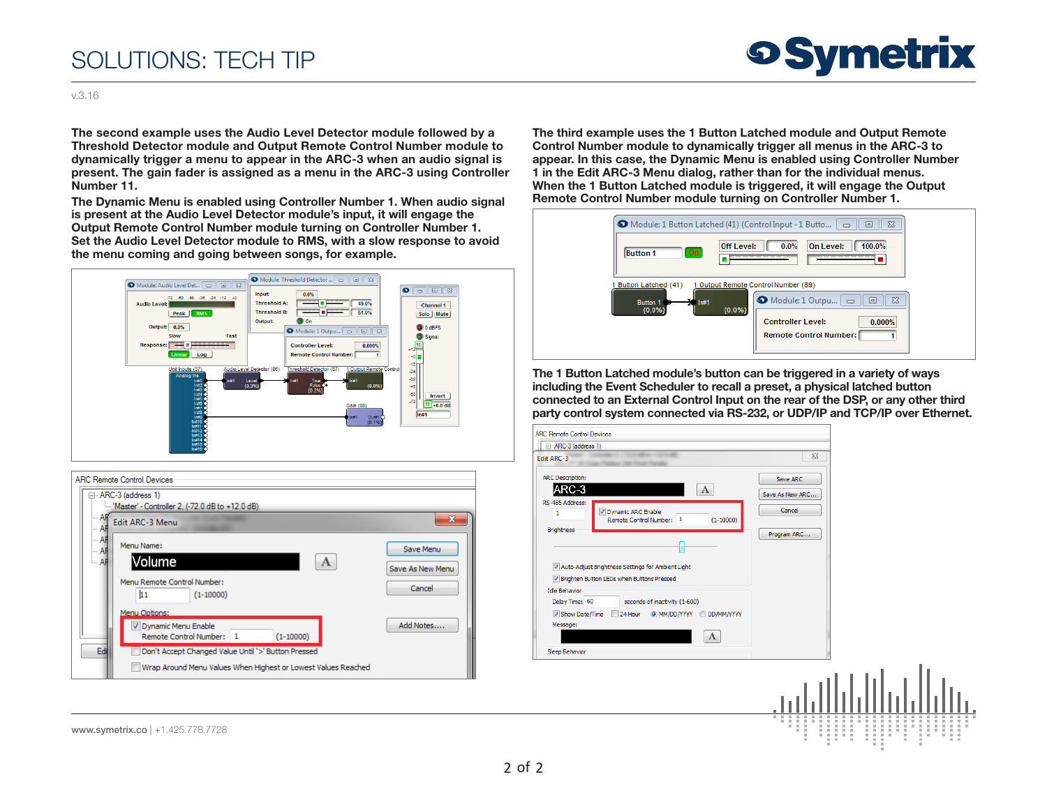# SOLUTIONS: TECH TIP

v.3.16

**The second example uses the Audio Level Detector module followed by a Threshold Detector module and Output Remote Control Number module to dynamically trigger a menu to appear in the ARC-3 when an audio signal is present. The gain fader is assigned as a menu in the ARC-3 using Controller Number 11.**

**The Dynamic Menu is enabled using Controller Number 1. When audio signal is present at the Audio Level Detector module's input, it will engage the Output Remote Control Number module turning on Controller Number 1. Set the Audio Level Detector module to RMS, with a slow response to avoid the menu coming and going between songs, for example.**

**The third example uses the 1 Button Latched module and Output Remote Control Number module to dynamically trigger all menus in the ARC-3 to appear. In this case, the Dynamic Menu is enabled using Controller Number 1 in the Edit ARC-3 Menu dialog, rather than for the individual menus. When the 1 Button Latched module is triggered, it will engage the Output Remote Control Number module turning on Controller Number 1.**

**The 1 Button Latched module's button can be triggered in a variety of ways including the Event Scheduler to recall a preset, a physical latched button connected to an External Control Input on the rear of the DSP, or any other third party control system connected via RS-232, or UDP/IP and TCP/IP over Ethernet.**

www.symetrix.co | +1.425.778.7728